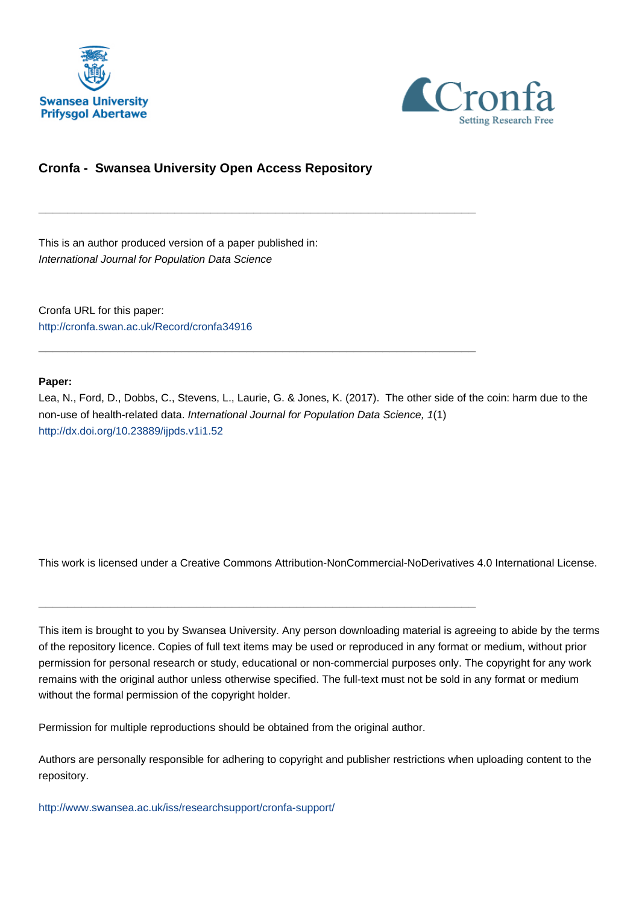Swansea University
Prifysgol Abertawe

Cronfa
Setting Research Free

## Cronfa - Swansea University Open Access Repository

---

This is an author produced version of a paper published in:
*International Journal for Population Data Science*

Cronfa URL for this paper:
http://cronfa.swan.ac.uk/Record/cronfa34916

---

**Paper:**
Lea, N., Ford, D., Dobbs, C., Stevens, L., Laurie, G. & Jones, K. (2017). The other side of the coin: harm due to the non-use of health-related data. *International Journal for Population Data Science, 1*(1)
http://dx.doi.org/10.23889/ijpds.v1i1.52

This work is licensed under a Creative Commons Attribution-NonCommercial-NoDerivatives 4.0 International License.

---

This item is brought to you by Swansea University. Any person downloading material is agreeing to abide by the terms of the repository licence. Copies of full text items may be used or reproduced in any format or medium, without prior permission for personal research or study, educational or non-commercial purposes only. The copyright for any work remains with the original author unless otherwise specified. The full-text must not be sold in any format or medium without the formal permission of the copyright holder.

Permission for multiple reproductions should be obtained from the original author.

Authors are personally responsible for adhering to copyright and publisher restrictions when uploading content to the repository.

http://www.swansea.ac.uk/iss/researchsupport/cronfa-support/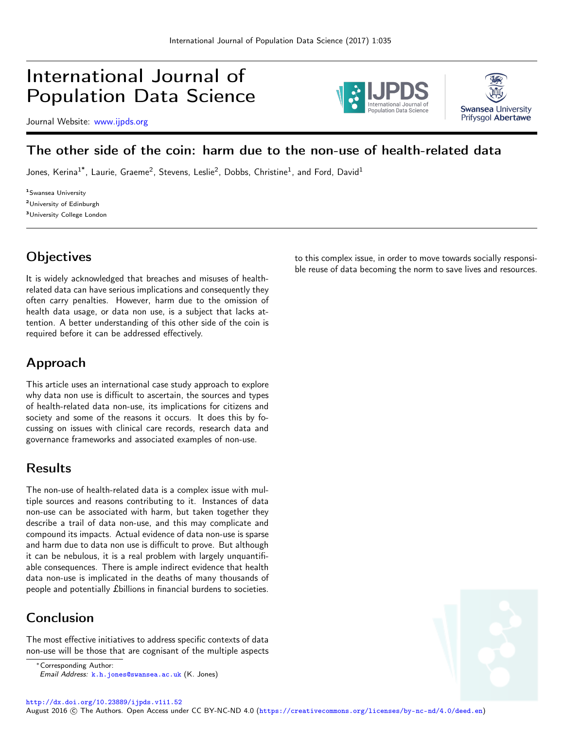# International Journal of Population Data Science

Journal Website: www.ijpds.org

## The other side of the coin: harm due to the non-use of health-related data

Jones, Kerina[1*], Laurie, Graeme[2], Stevens, Leslie[2], Dobbs, Christine[1], and Ford, David[1]

[1]Swansea University

[2]University of Edinburgh

[3]University College London

### Objectives

It is widely acknowledged that breaches and misuses of health-related data can have serious implications and consequently they often carry penalties. However, harm due to the omission of health data usage, or data non use, is a subject that lacks attention. A better understanding of this other side of the coin is required before it can be addressed effectively.

### Approach

This article uses an international case study approach to explore why data non use is difficult to ascertain, the sources and types of health-related data non-use, its implications for citizens and society and some of the reasons it occurs. It does this by focussing on issues with clinical care records, research data and governance frameworks and associated examples of non-use.

### Results

The non-use of health-related data is a complex issue with multiple sources and reasons contributing to it. Instances of data non-use can be associated with harm, but taken together they describe a trail of data non-use, and this may complicate and compound its impacts. Actual evidence of data non-use is sparse and harm due to data non use is difficult to prove. But although it can be nebulous, it is a real problem with largely unquantifiable consequences. There is ample indirect evidence that health data non-use is implicated in the deaths of many thousands of people and potentially £billions in financial burdens to societies.

### Conclusion

The most effective initiatives to address specific contexts of data non-use will be those that are cognisant of the multiple aspects to this complex issue, in order to move towards socially responsible reuse of data becoming the norm to save lives and resources.

*Corresponding Author:
*Email Address:* k.h.jones@swansea.ac.uk (K. Jones)

http://dx.doi.org/10.23889/ijpds.v1i1.52

August 2016 © The Authors. Open Access under CC BY-NC-ND 4.0 (https://creativecommons.org/licenses/by-nc-nd/4.0/deed.en)